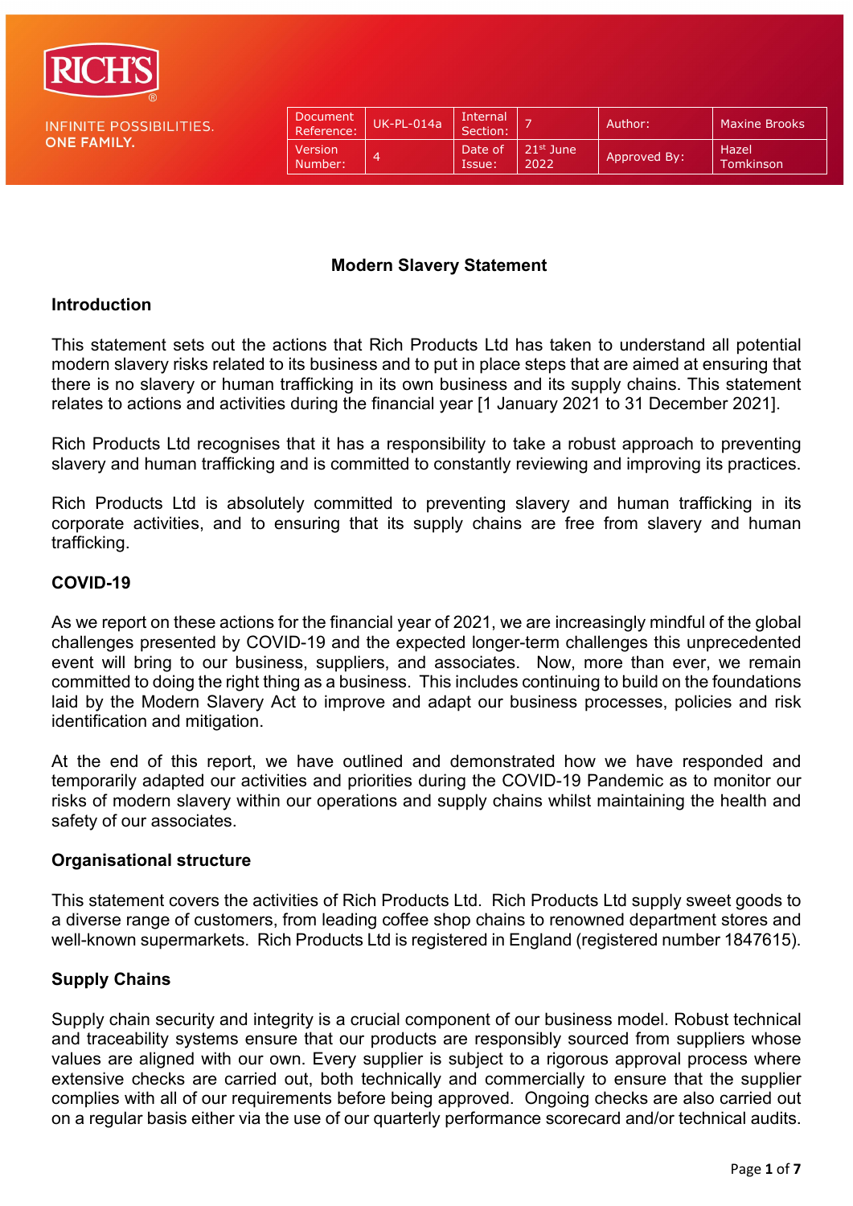RICH'S®

INFINITE POSSIBILITIES.
**ONE FAMILY.**

| Document Reference: | UK-PL-014a | Internal Section: | 7 | Author: | Maxine Brooks |
|---|---|---|---|---|---|
| Version Number: | 4 | Date of Issue: | 21st June 2022 | Approved By: | Hazel Tomkinson |

## Modern Slavery Statement

### Introduction

This statement sets out the actions that Rich Products Ltd has taken to understand all potential modern slavery risks related to its business and to put in place steps that are aimed at ensuring that there is no slavery or human trafficking in its own business and its supply chains. This statement relates to actions and activities during the financial year [1 January 2021 to 31 December 2021].

Rich Products Ltd recognises that it has a responsibility to take a robust approach to preventing slavery and human trafficking and is committed to constantly reviewing and improving its practices.

Rich Products Ltd is absolutely committed to preventing slavery and human trafficking in its corporate activities, and to ensuring that its supply chains are free from slavery and human trafficking.

### COVID-19

As we report on these actions for the financial year of 2021, we are increasingly mindful of the global challenges presented by COVID-19 and the expected longer-term challenges this unprecedented event will bring to our business, suppliers, and associates. Now, more than ever, we remain committed to doing the right thing as a business. This includes continuing to build on the foundations laid by the Modern Slavery Act to improve and adapt our business processes, policies and risk identification and mitigation.

At the end of this report, we have outlined and demonstrated how we have responded and temporarily adapted our activities and priorities during the COVID-19 Pandemic as to monitor our risks of modern slavery within our operations and supply chains whilst maintaining the health and safety of our associates.

### Organisational structure

This statement covers the activities of Rich Products Ltd. Rich Products Ltd supply sweet goods to a diverse range of customers, from leading coffee shop chains to renowned department stores and well-known supermarkets. Rich Products Ltd is registered in England (registered number 1847615).

### Supply Chains

Supply chain security and integrity is a crucial component of our business model. Robust technical and traceability systems ensure that our products are responsibly sourced from suppliers whose values are aligned with our own. Every supplier is subject to a rigorous approval process where extensive checks are carried out, both technically and commercially to ensure that the supplier complies with all of our requirements before being approved. Ongoing checks are also carried out on a regular basis either via the use of our quarterly performance scorecard and/or technical audits.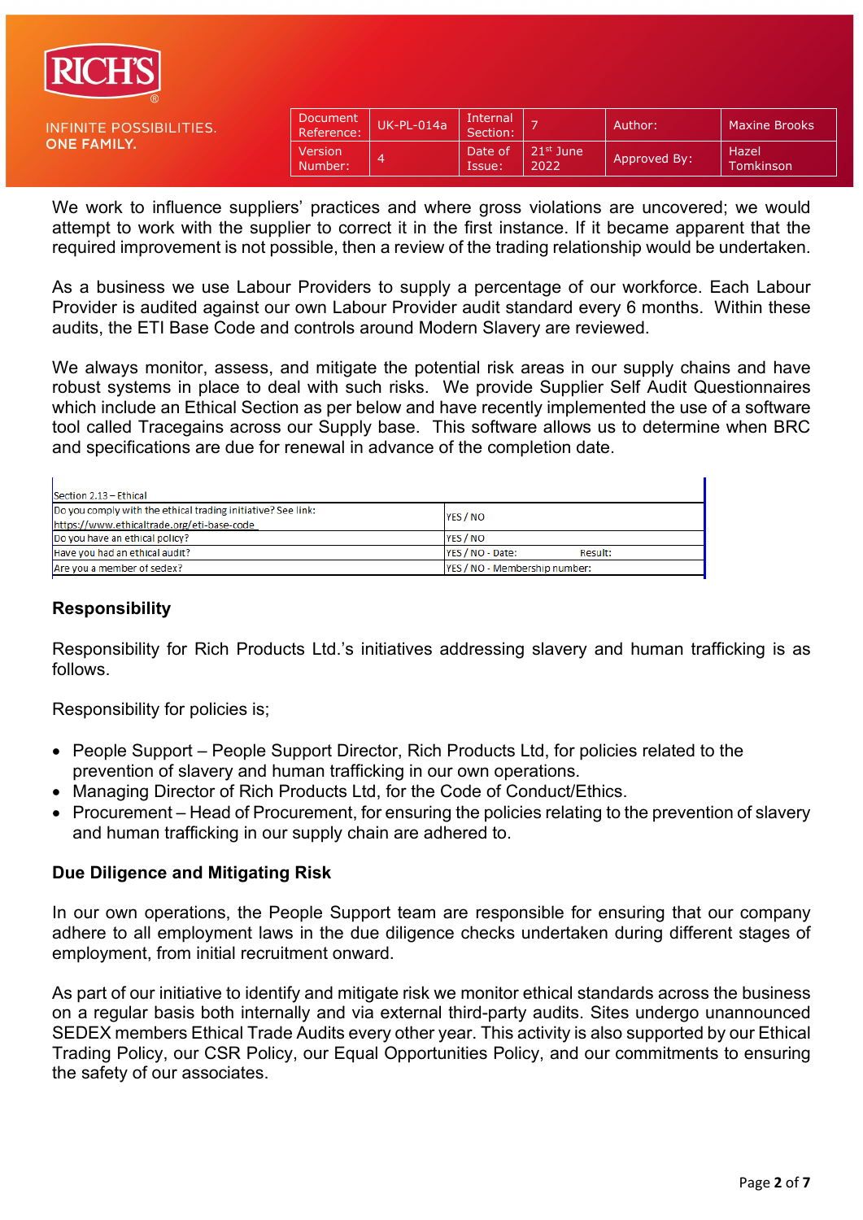We work to influence suppliers' practices and where gross violations are uncovered; we would attempt to work with the supplier to correct it in the first instance. If it became apparent that the required improvement is not possible, then a review of the trading relationship would be undertaken.

As a business we use Labour Providers to supply a percentage of our workforce. Each Labour Provider is audited against our own Labour Provider audit standard every 6 months. Within these audits, the ETI Base Code and controls around Modern Slavery are reviewed.

We always monitor, assess, and mitigate the potential risk areas in our supply chains and have robust systems in place to deal with such risks. We provide Supplier Self Audit Questionnaires which include an Ethical Section as per below and have recently implemented the use of a software tool called Tracegains across our Supply base. This software allows us to determine when BRC and specifications are due for renewal in advance of the completion date.

| Section 2.13 – Ethical | |
|---|---|
| Do you comply with the ethical trading initiative? See link: https://www.ethicaltrade.org/eti-base-code | YES / NO |
| Do you have an ethical policy? | YES / NO |
| Have you had an ethical audit? | YES / NO - Date: Result: |
| Are you a member of sedex? | YES / NO - Membership number: |

## Responsibility

Responsibility for Rich Products Ltd.'s initiatives addressing slavery and human trafficking is as follows.

Responsibility for policies is;

- People Support – People Support Director, Rich Products Ltd, for policies related to the prevention of slavery and human trafficking in our own operations.
- Managing Director of Rich Products Ltd, for the Code of Conduct/Ethics.
- Procurement – Head of Procurement, for ensuring the policies relating to the prevention of slavery and human trafficking in our supply chain are adhered to.

## Due Diligence and Mitigating Risk

In our own operations, the People Support team are responsible for ensuring that our company adhere to all employment laws in the due diligence checks undertaken during different stages of employment, from initial recruitment onward.

As part of our initiative to identify and mitigate risk we monitor ethical standards across the business on a regular basis both internally and via external third-party audits. Sites undergo unannounced SEDEX members Ethical Trade Audits every other year. This activity is also supported by our Ethical Trading Policy, our CSR Policy, our Equal Opportunities Policy, and our commitments to ensuring the safety of our associates.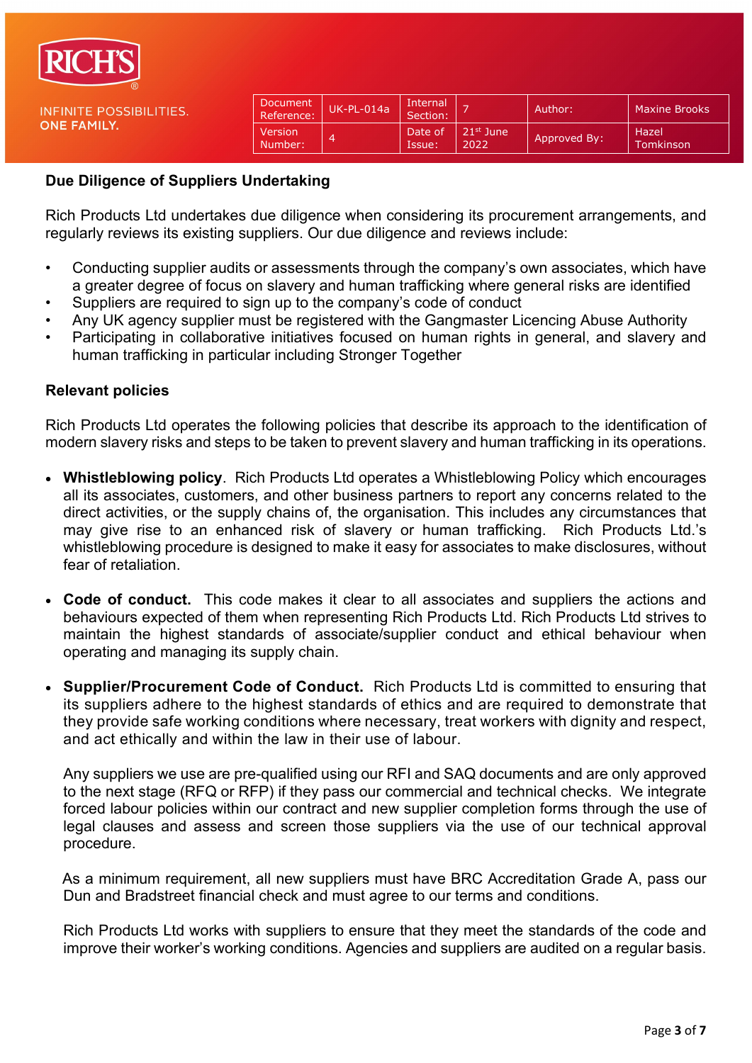**Due Diligence of Suppliers Undertaking**

Rich Products Ltd undertakes due diligence when considering its procurement arrangements, and regularly reviews its existing suppliers. Our due diligence and reviews include:

- Conducting supplier audits or assessments through the company's own associates, which have a greater degree of focus on slavery and human trafficking where general risks are identified
- Suppliers are required to sign up to the company's code of conduct
- Any UK agency supplier must be registered with the Gangmaster Licencing Abuse Authority
- Participating in collaborative initiatives focused on human rights in general, and slavery and human trafficking in particular including Stronger Together

**Relevant policies**

Rich Products Ltd operates the following policies that describe its approach to the identification of modern slavery risks and steps to be taken to prevent slavery and human trafficking in its operations.

- **Whistleblowing policy**. Rich Products Ltd operates a Whistleblowing Policy which encourages all its associates, customers, and other business partners to report any concerns related to the direct activities, or the supply chains of, the organisation. This includes any circumstances that may give rise to an enhanced risk of slavery or human trafficking. Rich Products Ltd.'s whistleblowing procedure is designed to make it easy for associates to make disclosures, without fear of retaliation.

- **Code of conduct.** This code makes it clear to all associates and suppliers the actions and behaviours expected of them when representing Rich Products Ltd. Rich Products Ltd strives to maintain the highest standards of associate/supplier conduct and ethical behaviour when operating and managing its supply chain.

- **Supplier/Procurement Code of Conduct.** Rich Products Ltd is committed to ensuring that its suppliers adhere to the highest standards of ethics and are required to demonstrate that they provide safe working conditions where necessary, treat workers with dignity and respect, and act ethically and within the law in their use of labour.

  Any suppliers we use are pre-qualified using our RFI and SAQ documents and are only approved to the next stage (RFQ or RFP) if they pass our commercial and technical checks. We integrate forced labour policies within our contract and new supplier completion forms through the use of legal clauses and assess and screen those suppliers via the use of our technical approval procedure.

  As a minimum requirement, all new suppliers must have BRC Accreditation Grade A, pass our Dun and Bradstreet financial check and must agree to our terms and conditions.

  Rich Products Ltd works with suppliers to ensure that they meet the standards of the code and improve their worker's working conditions. Agencies and suppliers are audited on a regular basis.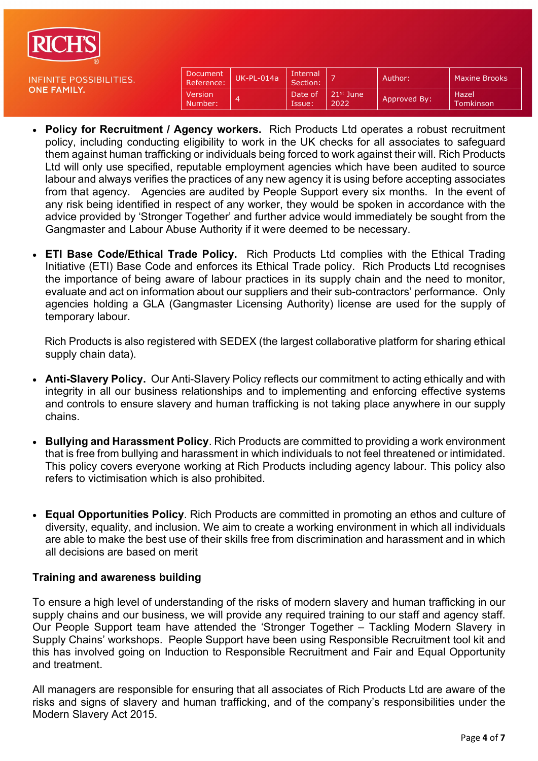- **Policy for Recruitment / Agency workers.** Rich Products Ltd operates a robust recruitment policy, including conducting eligibility to work in the UK checks for all associates to safeguard them against human trafficking or individuals being forced to work against their will. Rich Products Ltd will only use specified, reputable employment agencies which have been audited to source labour and always verifies the practices of any new agency it is using before accepting associates from that agency. Agencies are audited by People Support every six months. In the event of any risk being identified in respect of any worker, they would be spoken in accordance with the advice provided by 'Stronger Together' and further advice would immediately be sought from the Gangmaster and Labour Abuse Authority if it were deemed to be necessary.

- **ETI Base Code/Ethical Trade Policy.** Rich Products Ltd complies with the Ethical Trading Initiative (ETI) Base Code and enforces its Ethical Trade policy. Rich Products Ltd recognises the importance of being aware of labour practices in its supply chain and the need to monitor, evaluate and act on information about our suppliers and their sub-contractors' performance. Only agencies holding a GLA (Gangmaster Licensing Authority) license are used for the supply of temporary labour.

  Rich Products is also registered with SEDEX (the largest collaborative platform for sharing ethical supply chain data).

- **Anti-Slavery Policy.** Our Anti-Slavery Policy reflects our commitment to acting ethically and with integrity in all our business relationships and to implementing and enforcing effective systems and controls to ensure slavery and human trafficking is not taking place anywhere in our supply chains.

- **Bullying and Harassment Policy**. Rich Products are committed to providing a work environment that is free from bullying and harassment in which individuals to not feel threatened or intimidated. This policy covers everyone working at Rich Products including agency labour. This policy also refers to victimisation which is also prohibited.

- **Equal Opportunities Policy**. Rich Products are committed in promoting an ethos and culture of diversity, equality, and inclusion. We aim to create a working environment in which all individuals are able to make the best use of their skills free from discrimination and harassment and in which all decisions are based on merit

**Training and awareness building**

To ensure a high level of understanding of the risks of modern slavery and human trafficking in our supply chains and our business, we will provide any required training to our staff and agency staff. Our People Support team have attended the 'Stronger Together – Tackling Modern Slavery in Supply Chains' workshops. People Support have been using Responsible Recruitment tool kit and this has involved going on Induction to Responsible Recruitment and Fair and Equal Opportunity and treatment.

All managers are responsible for ensuring that all associates of Rich Products Ltd are aware of the risks and signs of slavery and human trafficking, and of the company's responsibilities under the Modern Slavery Act 2015.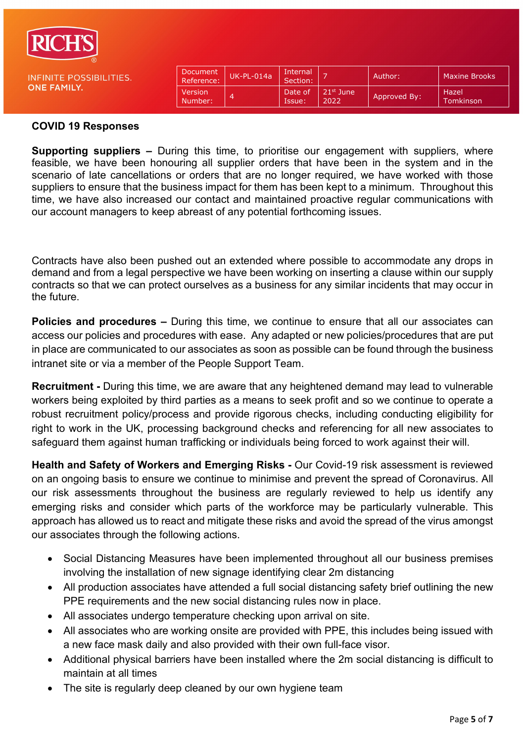## COVID 19 Responses

**Supporting suppliers –** During this time, to prioritise our engagement with suppliers, where feasible, we have been honouring all supplier orders that have been in the system and in the scenario of late cancellations or orders that are no longer required, we have worked with those suppliers to ensure that the business impact for them has been kept to a minimum. Throughout this time, we have also increased our contact and maintained proactive regular communications with our account managers to keep abreast of any potential forthcoming issues.

Contracts have also been pushed out an extended where possible to accommodate any drops in demand and from a legal perspective we have been working on inserting a clause within our supply contracts so that we can protect ourselves as a business for any similar incidents that may occur in the future.

**Policies and procedures –** During this time, we continue to ensure that all our associates can access our policies and procedures with ease. Any adapted or new policies/procedures that are put in place are communicated to our associates as soon as possible can be found through the business intranet site or via a member of the People Support Team.

**Recruitment -** During this time, we are aware that any heightened demand may lead to vulnerable workers being exploited by third parties as a means to seek profit and so we continue to operate a robust recruitment policy/process and provide rigorous checks, including conducting eligibility for right to work in the UK, processing background checks and referencing for all new associates to safeguard them against human trafficking or individuals being forced to work against their will.

**Health and Safety of Workers and Emerging Risks -** Our Covid-19 risk assessment is reviewed on an ongoing basis to ensure we continue to minimise and prevent the spread of Coronavirus. All our risk assessments throughout the business are regularly reviewed to help us identify any emerging risks and consider which parts of the workforce may be particularly vulnerable. This approach has allowed us to react and mitigate these risks and avoid the spread of the virus amongst our associates through the following actions.

- Social Distancing Measures have been implemented throughout all our business premises involving the installation of new signage identifying clear 2m distancing
- All production associates have attended a full social distancing safety brief outlining the new PPE requirements and the new social distancing rules now in place.
- All associates undergo temperature checking upon arrival on site.
- All associates who are working onsite are provided with PPE, this includes being issued with a new face mask daily and also provided with their own full-face visor.
- Additional physical barriers have been installed where the 2m social distancing is difficult to maintain at all times
- The site is regularly deep cleaned by our own hygiene team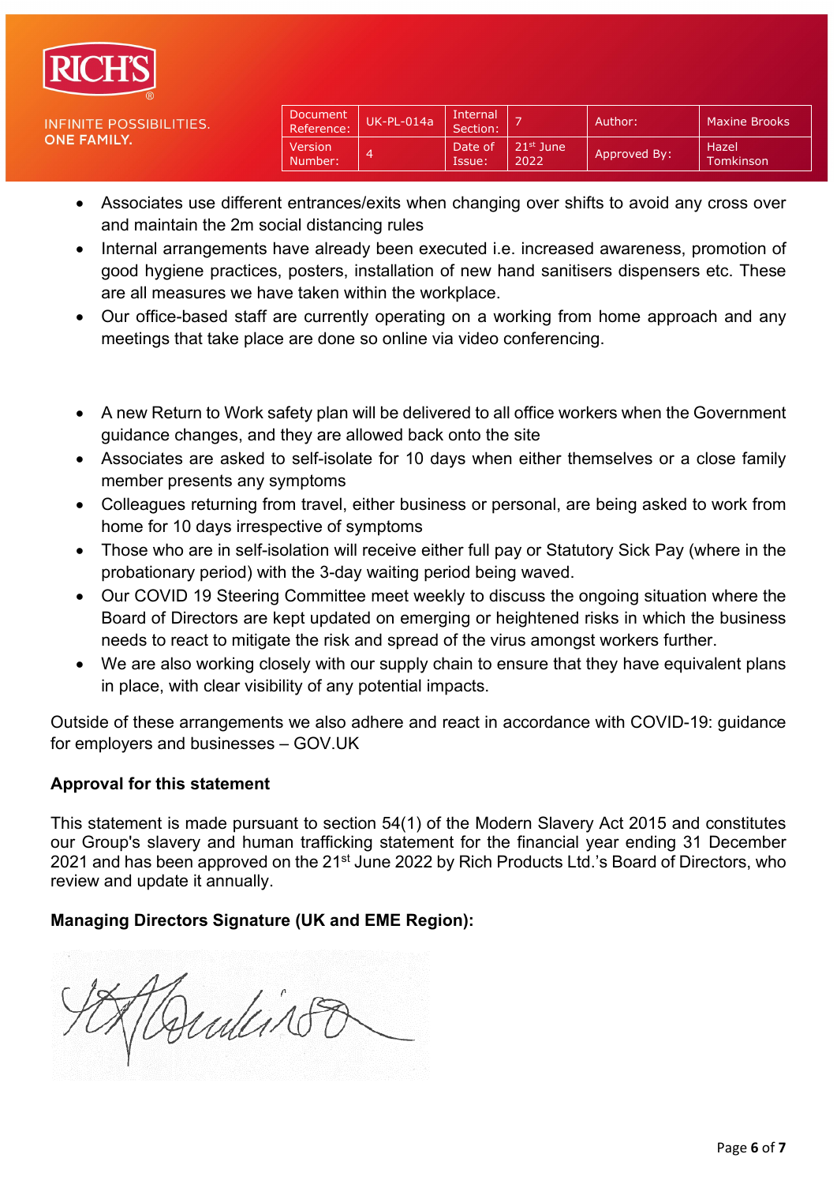- Associates use different entrances/exits when changing over shifts to avoid any cross over and maintain the 2m social distancing rules
- Internal arrangements have already been executed i.e. increased awareness, promotion of good hygiene practices, posters, installation of new hand sanitisers dispensers etc. These are all measures we have taken within the workplace.
- Our office-based staff are currently operating on a working from home approach and any meetings that take place are done so online via video conferencing.

- A new Return to Work safety plan will be delivered to all office workers when the Government guidance changes, and they are allowed back onto the site
- Associates are asked to self-isolate for 10 days when either themselves or a close family member presents any symptoms
- Colleagues returning from travel, either business or personal, are being asked to work from home for 10 days irrespective of symptoms
- Those who are in self-isolation will receive either full pay or Statutory Sick Pay (where in the probationary period) with the 3-day waiting period being waved.
- Our COVID 19 Steering Committee meet weekly to discuss the ongoing situation where the Board of Directors are kept updated on emerging or heightened risks in which the business needs to react to mitigate the risk and spread of the virus amongst workers further.
- We are also working closely with our supply chain to ensure that they have equivalent plans in place, with clear visibility of any potential impacts.

Outside of these arrangements we also adhere and react in accordance with COVID-19: guidance for employers and businesses – GOV.UK

**Approval for this statement**

This statement is made pursuant to section 54(1) of the Modern Slavery Act 2015 and constitutes our Group's slavery and human trafficking statement for the financial year ending 31 December 2021 and has been approved on the 21st June 2022 by Rich Products Ltd.'s Board of Directors, who review and update it annually.

**Managing Directors Signature (UK and EME Region):**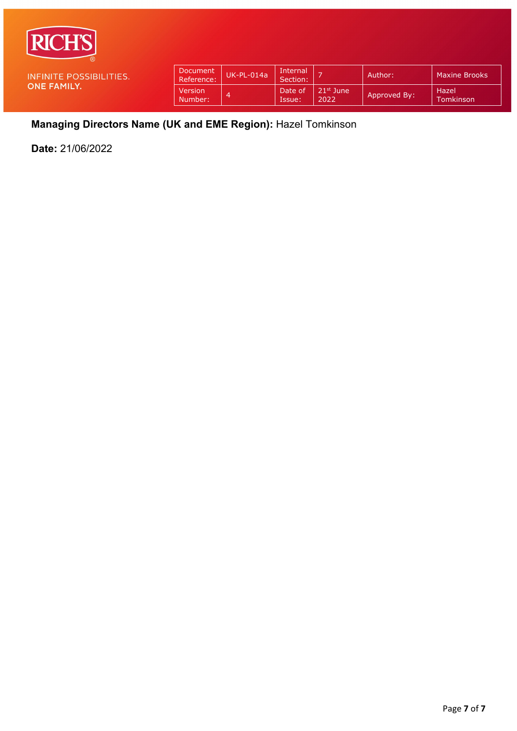**Managing Directors Name (UK and EME Region):** Hazel Tomkinson

**Date:** 21/06/2022